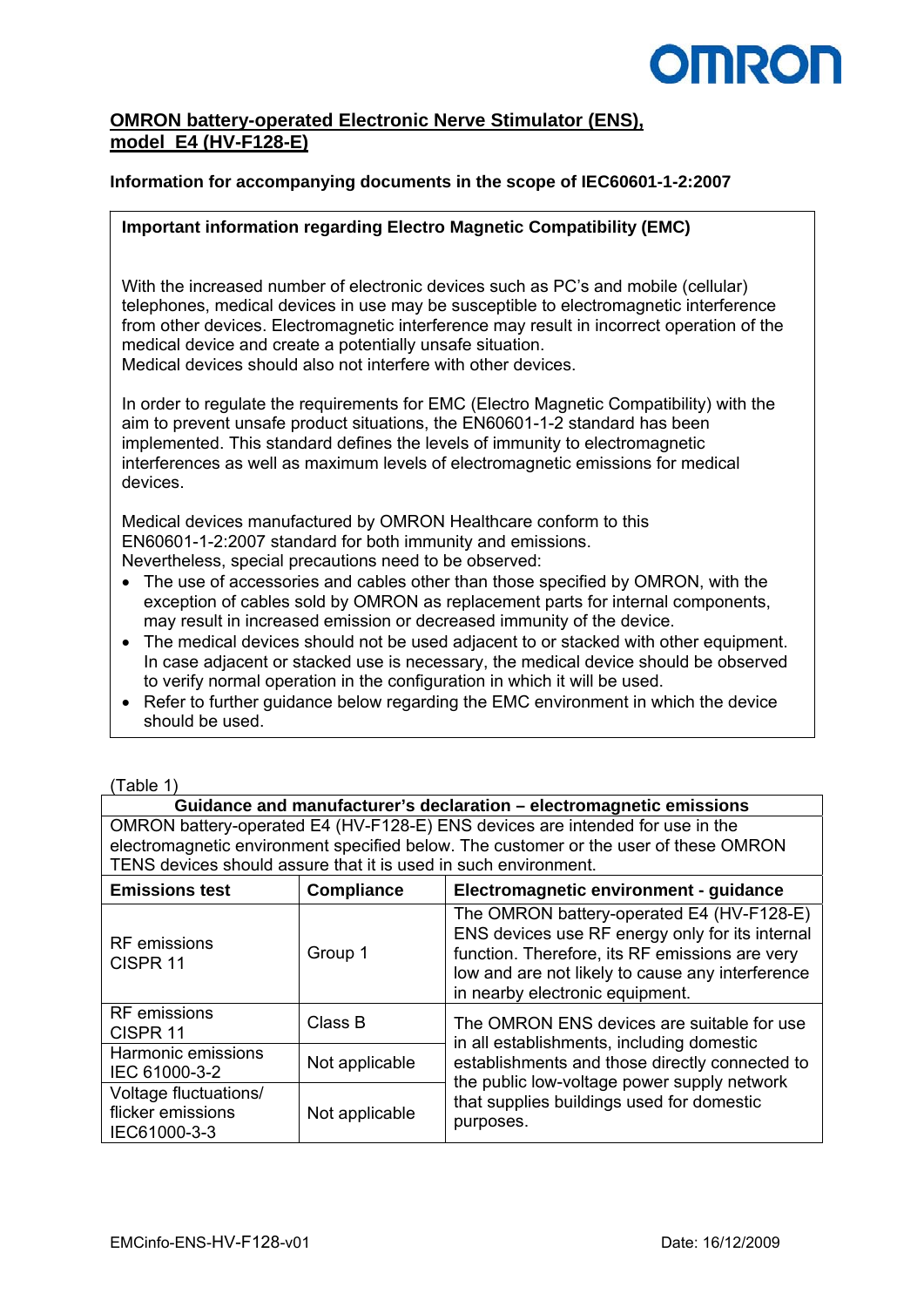# OMRON battery-operated Electronic Nerve Stimulator (ENS), model E4 (HV-F128-E)

**Information for accompanying documents in the scope of IEC60601-1-2:2007**

**Important information regarding Electro Magnetic Compatibility (EMC)**

With the increased number of electronic devices such as PC's and mobile (cellular) telephones, medical devices in use may be susceptible to electromagnetic interference from other devices. Electromagnetic interference may result in incorrect operation of the medical device and create a potentially unsafe situation.
Medical devices should also not interfere with other devices.

In order to regulate the requirements for EMC (Electro Magnetic Compatibility) with the aim to prevent unsafe product situations, the EN60601-1-2 standard has been implemented. This standard defines the levels of immunity to electromagnetic interferences as well as maximum levels of electromagnetic emissions for medical devices.

Medical devices manufactured by OMRON Healthcare conform to this EN60601-1-2:2007 standard for both immunity and emissions.
Nevertheless, special precautions need to be observed:

- The use of accessories and cables other than those specified by OMRON, with the exception of cables sold by OMRON as replacement parts for internal components, may result in increased emission or decreased immunity of the device.
- The medical devices should not be used adjacent to or stacked with other equipment. In case adjacent or stacked use is necessary, the medical device should be observed to verify normal operation in the configuration in which it will be used.
- Refer to further guidance below regarding the EMC environment in which the device should be used.

(Table 1)

| **Guidance and manufacturer's declaration – electromagnetic emissions** | | |
|---|---|---|
| OMRON battery-operated E4 (HV-F128-E) ENS devices are intended for use in the electromagnetic environment specified below. The customer or the user of these OMRON TENS devices should assure that it is used in such environment. | | |
| **Emissions test** | **Compliance** | **Electromagnetic environment - guidance** |
| RF emissions CISPR 11 | Group 1 | The OMRON battery-operated E4 (HV-F128-E) ENS devices use RF energy only for its internal function. Therefore, its RF emissions are very low and are not likely to cause any interference in nearby electronic equipment. |
| RF emissions CISPR 11 | Class B | The OMRON ENS devices are suitable for use in all establishments, including domestic establishments and those directly connected to the public low-voltage power supply network that supplies buildings used for domestic purposes. |
| Harmonic emissions IEC 61000-3-2 | Not applicable | |
| Voltage fluctuations/ flicker emissions IEC61000-3-3 | Not applicable | |

EMCinfo-ENS-HV-F128-v01 Date: 16/12/2009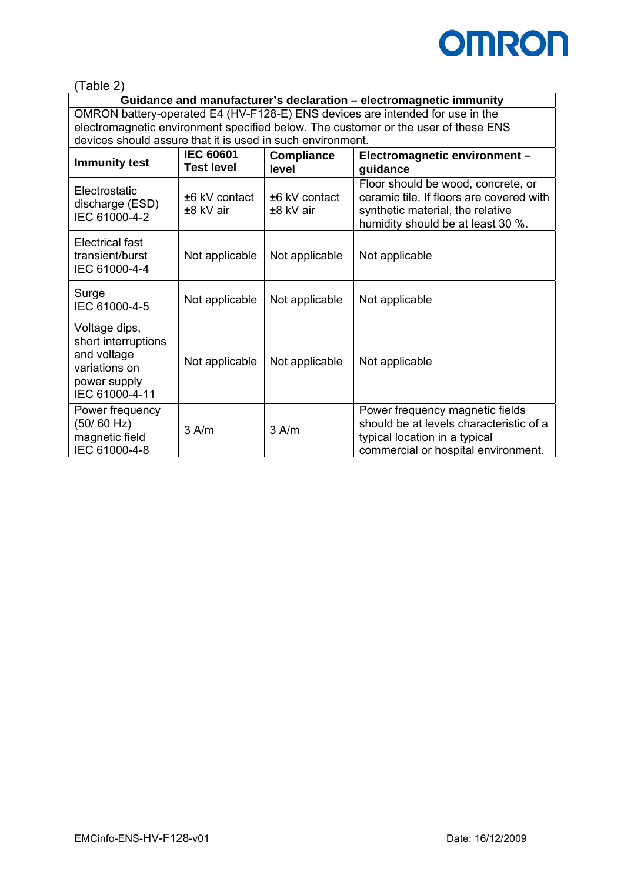(Table 2)

| Guidance and manufacturer's declaration – electromagnetic immunity | | | |
|---|---|---|---|
| OMRON battery-operated E4 (HV-F128-E) ENS devices are intended for use in the electromagnetic environment specified below. The customer or the user of these ENS devices should assure that it is used in such environment. | | | |
| **Immunity test** | **IEC 60601 Test level** | **Compliance level** | **Electromagnetic environment – guidance** |
| Electrostatic discharge (ESD) IEC 61000-4-2 | ±6 kV contact ±8 kV air | ±6 kV contact ±8 kV air | Floor should be wood, concrete, or ceramic tile. If floors are covered with synthetic material, the relative humidity should be at least 30 %. |
| Electrical fast transient/burst IEC 61000-4-4 | Not applicable | Not applicable | Not applicable |
| Surge IEC 61000-4-5 | Not applicable | Not applicable | Not applicable |
| Voltage dips, short interruptions and voltage variations on power supply IEC 61000-4-11 | Not applicable | Not applicable | Not applicable |
| Power frequency (50/ 60 Hz) magnetic field IEC 61000-4-8 | 3 A/m | 3 A/m | Power frequency magnetic fields should be at levels characteristic of a typical location in a typical commercial or hospital environment. |

EMCinfo-ENS-HV-F128-v01 Date: 16/12/2009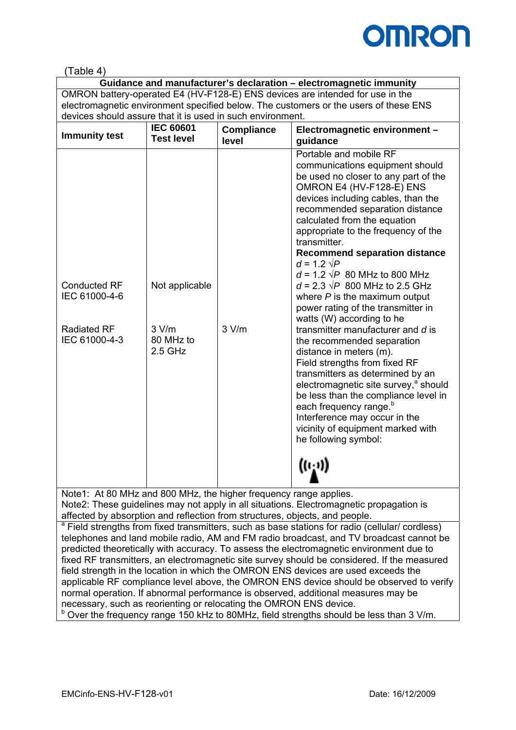(Table 4)

| Guidance and manufacturer's declaration – electromagnetic immunity | | | |
|---|---|---|---|
| OMRON battery-operated E4 (HV-F128-E) ENS devices are intended for use in the electromagnetic environment specified below. The customers or the users of these ENS devices should assure that it is used in such environment. | | | |
| **Immunity test** | **IEC 60601 Test level** | **Compliance level** | **Electromagnetic environment – guidance** |
| Conducted RF IEC 61000-4-6<br><br>Radiated RF IEC 61000-4-3 | Not applicable<br><br>3 V/m 80 MHz to 2.5 GHz | <br><br>3 V/m | Portable and mobile RF communications equipment should be used no closer to any part of the OMRON E4 (HV-F128-E) ENS devices including cables, than the recommended separation distance calculated from the equation appropriate to the frequency of the transmitter.<br>**Recommend separation distance**<br>$d = 1.2 \sqrt{P}$<br>$d = 1.2 \sqrt{P}$ 80 MHz to 800 MHz<br>$d = 2.3 \sqrt{P}$ 800 MHz to 2.5 GHz<br>where $P$ is the maximum output power rating of the transmitter in watts (W) according to he transmitter manufacturer and $d$ is the recommended separation distance in meters (m).<br>Field strengths from fixed RF transmitters as determined by an electromagnetic site survey,[a] should be less than the compliance level in each frequency range.[b]<br>Interference may occur in the vicinity of equipment marked with he following symbol: |
| Note1: At 80 MHz and 800 MHz, the higher frequency range applies.<br>Note2: These guidelines may not apply in all situations. Electromagnetic propagation is affected by absorption and reflection from structures, objects, and people. | | | |
| [a] Field strengths from fixed transmitters, such as base stations for radio (cellular/ cordless) telephones and land mobile radio, AM and FM radio broadcast, and TV broadcast cannot be predicted theoretically with accuracy. To assess the electromagnetic environment due to fixed RF transmitters, an electromagnetic site survey should be considered. If the measured field strength in the location in which the OMRON ENS devices are used exceeds the applicable RF compliance level above, the OMRON ENS device should be observed to verify normal operation. If abnormal performance is observed, additional measures may be necessary, such as reorienting or relocating the OMRON ENS device.<br>[b] Over the frequency range 150 kHz to 80MHz, field strengths should be less than 3 V/m. | | | |

EMCinfo-ENS-HV-F128-v01 Date: 16/12/2009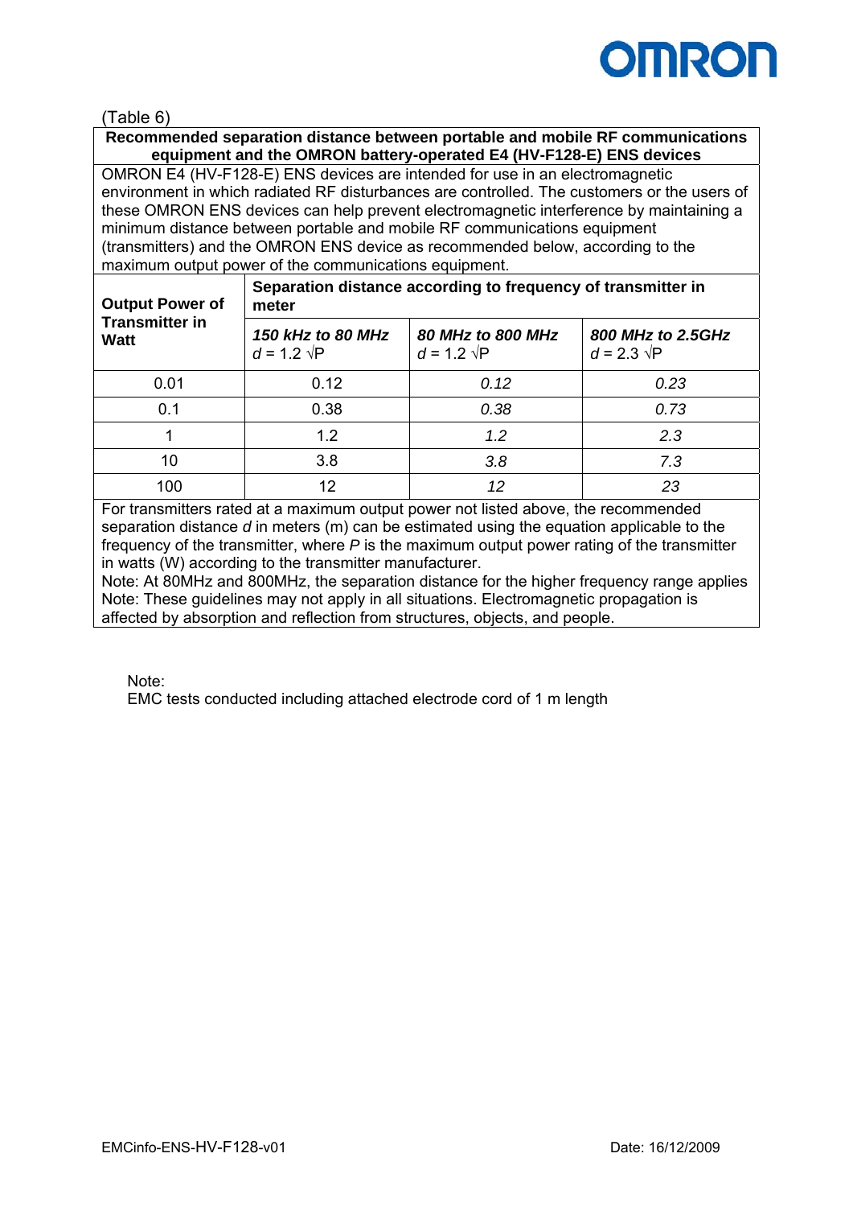(Table 6)

| Recommended separation distance between portable and mobile RF communications equipment and the OMRON battery-operated E4 (HV-F128-E) ENS devices | | | |
|---|---|---|---|
| OMRON E4 (HV-F128-E) ENS devices are intended for use in an electromagnetic environment in which radiated RF disturbances are controlled. The customers or the users of these OMRON ENS devices can help prevent electromagnetic interference by maintaining a minimum distance between portable and mobile RF communications equipment (transmitters) and the OMRON ENS device as recommended below, according to the maximum output power of the communications equipment. | | | |
| **Output Power of Transmitter in Watt** | **Separation distance according to frequency of transmitter in meter** | | |
| | ***150 kHz to 80 MHz*** $d = 1.2 \sqrt{P}$ | ***80 MHz to 800 MHz*** $d = 1.2 \sqrt{P}$ | ***800 MHz to 2.5GHz*** $d = 2.3 \sqrt{P}$ |
| 0.01 | 0.12 | *0.12* | *0.23* |
| 0.1 | 0.38 | *0.38* | *0.73* |
| 1 | 1.2 | *1.2* | *2.3* |
| 10 | 3.8 | *3.8* | *7.3* |
| 100 | 12 | *12* | *23* |

For transmitters rated at a maximum output power not listed above, the recommended separation distance *d* in meters (m) can be estimated using the equation applicable to the frequency of the transmitter, where *P* is the maximum output power rating of the transmitter in watts (W) according to the transmitter manufacturer.
Note: At 80MHz and 800MHz, the separation distance for the higher frequency range applies
Note: These guidelines may not apply in all situations. Electromagnetic propagation is affected by absorption and reflection from structures, objects, and people.

Note:
EMC tests conducted including attached electrode cord of 1 m length

EMCinfo-ENS-HV-F128-v01 Date: 16/12/2009